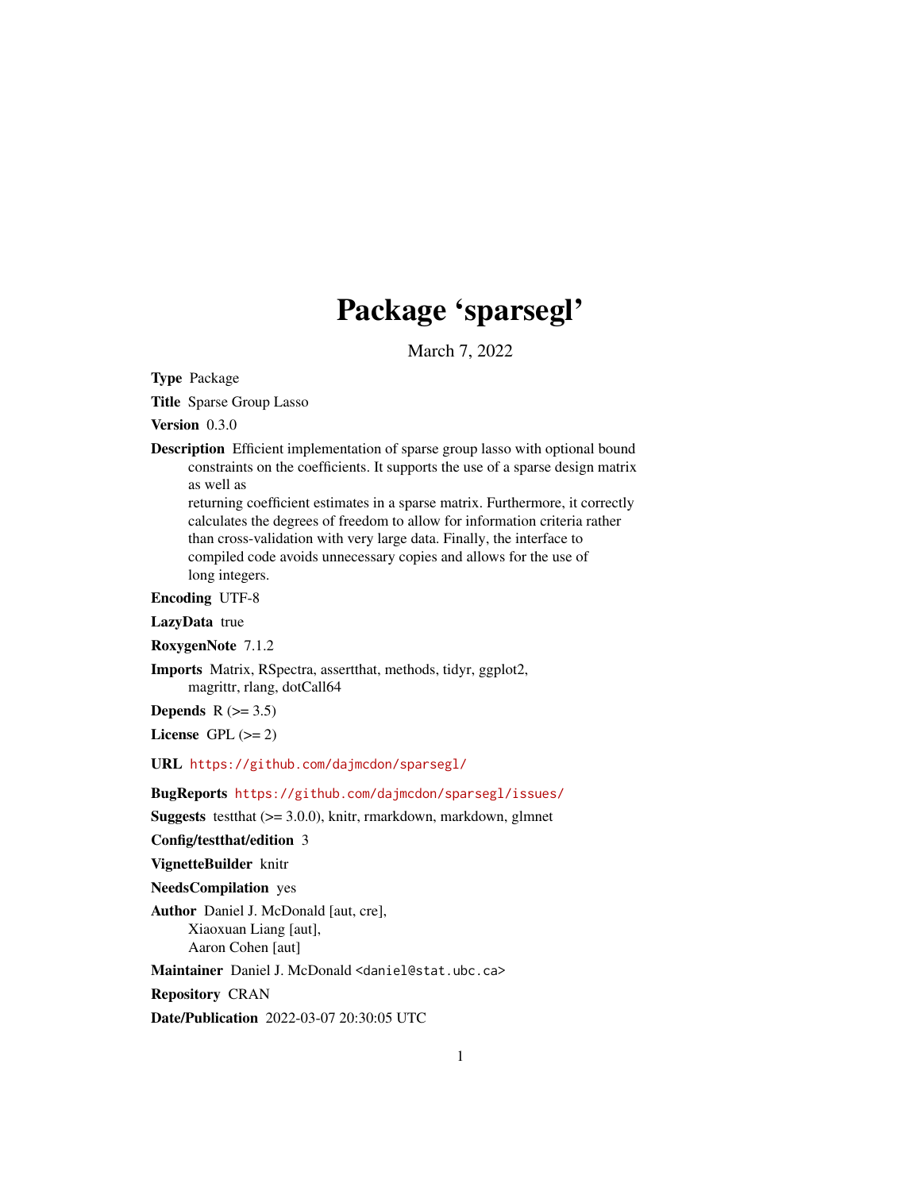# Package 'sparsegl'

March 7, 2022

**Type** Package

**Title** Sparse Group Lasso

**Version** 0.3.0

**Description** Efficient implementation of sparse group lasso with optional bound constraints on the coefficients. It supports the use of a sparse design matrix as well as
returning coefficient estimates in a sparse matrix. Furthermore, it correctly calculates the degrees of freedom to allow for information criteria rather than cross-validation with very large data. Finally, the interface to compiled code avoids unnecessary copies and allows for the use of long integers.

**Encoding** UTF-8

**LazyData** true

**RoxygenNote** 7.1.2

**Imports** Matrix, RSpectra, assertthat, methods, tidyr, ggplot2, magrittr, rlang, dotCall64

**Depends** R (>= 3.5)

**License** GPL (>= 2)

**URL** https://github.com/dajmcdon/sparsegl/

**BugReports** https://github.com/dajmcdon/sparsegl/issues/

**Suggests** testthat (>= 3.0.0), knitr, rmarkdown, markdown, glmnet

**Config/testthat/edition** 3

**VignetteBuilder** knitr

**NeedsCompilation** yes

**Author** Daniel J. McDonald [aut, cre],
Xiaoxuan Liang [aut],
Aaron Cohen [aut]

**Maintainer** Daniel J. McDonald <daniel@stat.ubc.ca>

**Repository** CRAN

**Date/Publication** 2022-03-07 20:30:05 UTC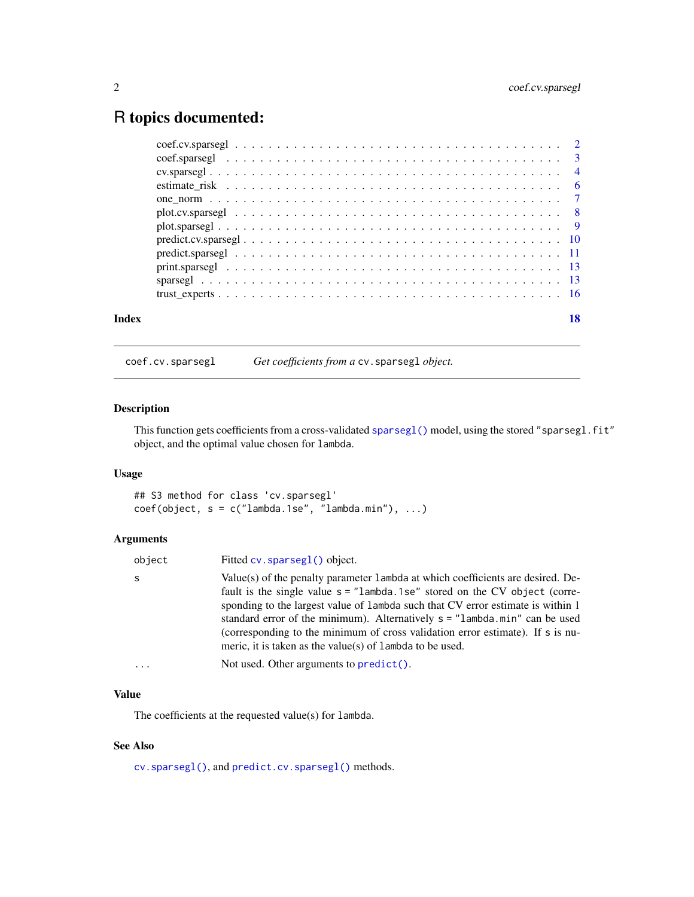# R topics documented:

coef.cv.sparsegl . . . . . . . . . . . . . . . . . . . . . . . . . . . . . . . . . . . . . 2
coef.sparsegl . . . . . . . . . . . . . . . . . . . . . . . . . . . . . . . . . . . . . . 3
cv.sparsegl . . . . . . . . . . . . . . . . . . . . . . . . . . . . . . . . . . . . . . . 4
estimate_risk . . . . . . . . . . . . . . . . . . . . . . . . . . . . . . . . . . . . . . 6
one_norm . . . . . . . . . . . . . . . . . . . . . . . . . . . . . . . . . . . . . . . . 7
plot.cv.sparsegl . . . . . . . . . . . . . . . . . . . . . . . . . . . . . . . . . . . . . 8
plot.sparsegl . . . . . . . . . . . . . . . . . . . . . . . . . . . . . . . . . . . . . . 9
predict.cv.sparsegl . . . . . . . . . . . . . . . . . . . . . . . . . . . . . . . . . . . 10
predict.sparsegl . . . . . . . . . . . . . . . . . . . . . . . . . . . . . . . . . . . . . 11
print.sparsegl . . . . . . . . . . . . . . . . . . . . . . . . . . . . . . . . . . . . . . 13
sparsegl . . . . . . . . . . . . . . . . . . . . . . . . . . . . . . . . . . . . . . . . . 13
trust_experts . . . . . . . . . . . . . . . . . . . . . . . . . . . . . . . . . . . . . . 16

**Index** **18**

---

## coef.cv.sparsegl — *Get coefficients from a* `cv.sparsegl` *object.*

### Description

This function gets coefficients from a cross-validated `sparsegl()` model, using the stored `"sparsegl.fit"` object, and the optimal value chosen for `lambda`.

### Usage

```
## S3 method for class 'cv.sparsegl'
coef(object, s = c("lambda.1se", "lambda.min"), ...)
```

### Arguments

| | |
|---|---|
| `object` | Fitted `cv.sparsegl()` object. |
| `s` | Value(s) of the penalty parameter `lambda` at which coefficients are desired. Default is the single value `s = "lambda.1se"` stored on the CV `object` (corresponding to the largest value of `lambda` such that CV error estimate is within 1 standard error of the minimum). Alternatively `s = "lambda.min"` can be used (corresponding to the minimum of cross validation error estimate). If `s` is numeric, it is taken as the value(s) of `lambda` to be used. |
| `...` | Not used. Other arguments to `predict()`. |

### Value

The coefficients at the requested value(s) for `lambda`.

### See Also

`cv.sparsegl()`, and `predict.cv.sparsegl()` methods.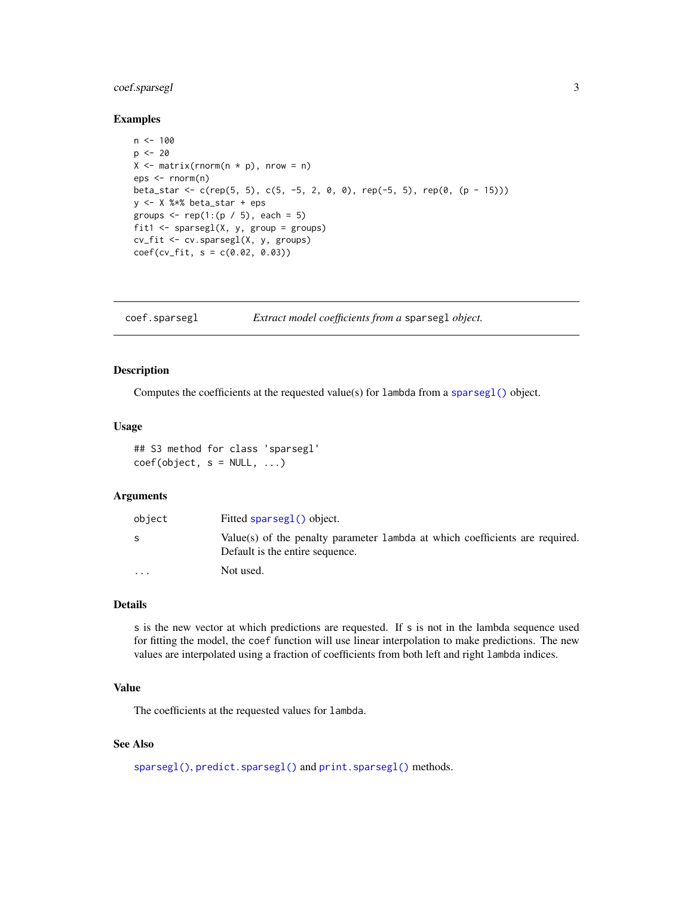## Examples

```
n <- 100
p <- 20
X <- matrix(rnorm(n * p), nrow = n)
eps <- rnorm(n)
beta_star <- c(rep(5, 5), c(5, -5, 2, 0, 0), rep(-5, 5), rep(0, (p - 15)))
y <- X %*% beta_star + eps
groups <- rep(1:(p / 5), each = 5)
fit1 <- sparsegl(X, y, group = groups)
cv_fit <- cv.sparsegl(X, y, groups)
coef(cv_fit, s = c(0.02, 0.03))
```

---

# coef.sparsegl — *Extract model coefficients from a `sparsegl` object.*

## Description

Computes the coefficients at the requested value(s) for `lambda` from a `sparsegl()` object.

## Usage

```
## S3 method for class 'sparsegl'
coef(object, s = NULL, ...)
```

## Arguments

| | |
|---|---|
| `object` | Fitted `sparsegl()` object. |
| `s` | Value(s) of the penalty parameter `lambda` at which coefficients are required. Default is the entire sequence. |
| `...` | Not used. |

## Details

`s` is the new vector at which predictions are requested. If `s` is not in the lambda sequence used for fitting the model, the `coef` function will use linear interpolation to make predictions. The new values are interpolated using a fraction of coefficients from both left and right `lambda` indices.

## Value

The coefficients at the requested values for `lambda`.

## See Also

`sparsegl()`, `predict.sparsegl()` and `print.sparsegl()` methods.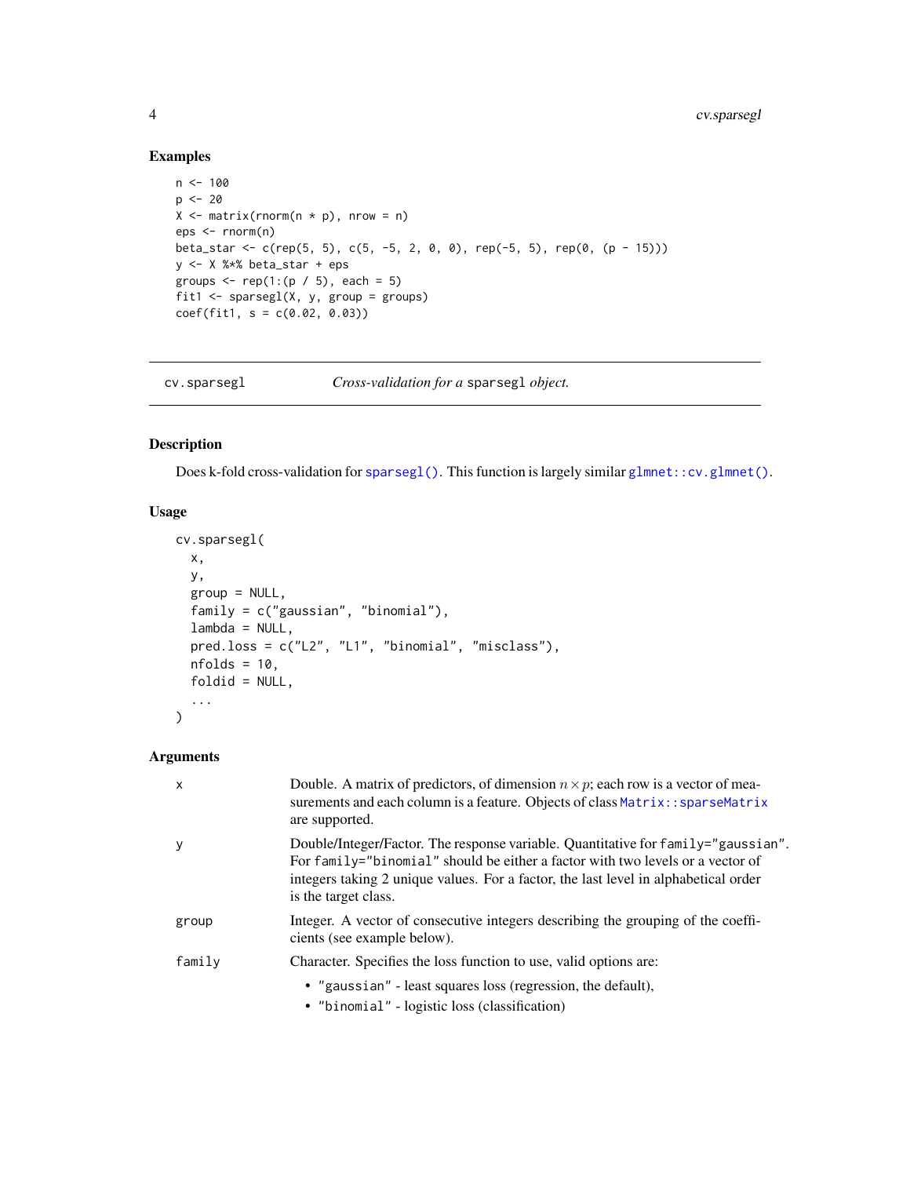## Examples

```
n <- 100
p <- 20
X <- matrix(rnorm(n * p), nrow = n)
eps <- rnorm(n)
beta_star <- c(rep(5, 5), c(5, -5, 2, 0, 0), rep(-5, 5), rep(0, (p - 15)))
y <- X %*% beta_star + eps
groups <- rep(1:(p / 5), each = 5)
fit1 <- sparsegl(X, y, group = groups)
coef(fit1, s = c(0.02, 0.03))
```

---

`cv.sparsegl` *Cross-validation for a* `sparsegl` *object.*

---

## Description

Does k-fold cross-validation for `sparsegl()`. This function is largely similar `glmnet::cv.glmnet()`.

## Usage

```
cv.sparsegl(
  x,
  y,
  group = NULL,
  family = c("gaussian", "binomial"),
  lambda = NULL,
  pred.loss = c("L2", "L1", "binomial", "misclass"),
  nfolds = 10,
  foldid = NULL,
  ...
)
```

## Arguments

| | |
|---|---|
| `x` | Double. A matrix of predictors, of dimension $n \times p$; each row is a vector of measurements and each column is a feature. Objects of class `Matrix::sparseMatrix` are supported. |
| `y` | Double/Integer/Factor. The response variable. Quantitative for `family="gaussian"`. For `family="binomial"` should be either a factor with two levels or a vector of integers taking 2 unique values. For a factor, the last level in alphabetical order is the target class. |
| `group` | Integer. A vector of consecutive integers describing the grouping of the coefficients (see example below). |
| `family` | Character. Specifies the loss function to use, valid options are: <br> • `"gaussian"` - least squares loss (regression, the default), <br> • `"binomial"` - logistic loss (classification) |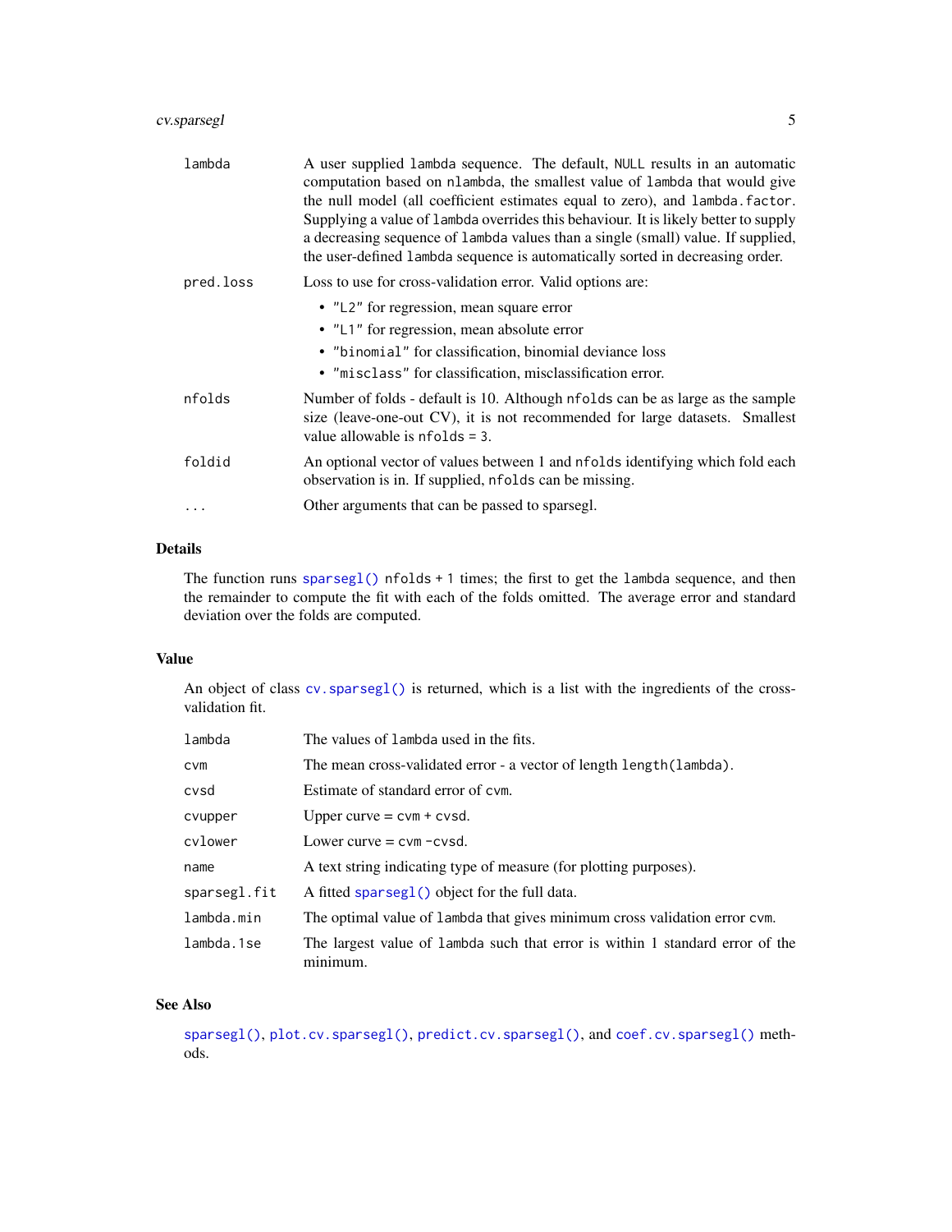| | |
|---|---|
| `lambda` | A user supplied `lambda` sequence. The default, `NULL` results in an automatic computation based on `nlambda`, the smallest value of `lambda` that would give the null model (all coefficient estimates equal to zero), and `lambda.factor`. Supplying a value of `lambda` overrides this behaviour. It is likely better to supply a decreasing sequence of `lambda` values than a single (small) value. If supplied, the user-defined `lambda` sequence is automatically sorted in decreasing order. |
| `pred.loss` | Loss to use for cross-validation error. Valid options are: <br>• `"L2"` for regression, mean square error <br>• `"L1"` for regression, mean absolute error <br>• `"binomial"` for classification, binomial deviance loss <br>• `"misclass"` for classification, misclassification error. |
| `nfolds` | Number of folds - default is 10. Although `nfolds` can be as large as the sample size (leave-one-out CV), it is not recommended for large datasets. Smallest value allowable is `nfolds = 3`. |
| `foldid` | An optional vector of values between 1 and `nfolds` identifying which fold each observation is in. If supplied, `nfolds` can be missing. |
| `...` | Other arguments that can be passed to sparsegl. |

## Details

The function runs `sparsegl()` `nfolds + 1` times; the first to get the `lambda` sequence, and then the remainder to compute the fit with each of the folds omitted. The average error and standard deviation over the folds are computed.

## Value

An object of class `cv.sparsegl()` is returned, which is a list with the ingredients of the cross-validation fit.

| | |
|---|---|
| `lambda` | The values of `lambda` used in the fits. |
| `cvm` | The mean cross-validated error - a vector of length `length(lambda)`. |
| `cvsd` | Estimate of standard error of `cvm`. |
| `cvupper` | Upper curve = `cvm + cvsd`. |
| `cvlower` | Lower curve = `cvm - cvsd`. |
| `name` | A text string indicating type of measure (for plotting purposes). |
| `sparsegl.fit` | A fitted `sparsegl()` object for the full data. |
| `lambda.min` | The optimal value of `lambda` that gives minimum cross validation error `cvm`. |
| `lambda.1se` | The largest value of `lambda` such that error is within 1 standard error of the minimum. |

## See Also

`sparsegl()`, `plot.cv.sparsegl()`, `predict.cv.sparsegl()`, and `coef.cv.sparsegl()` methods.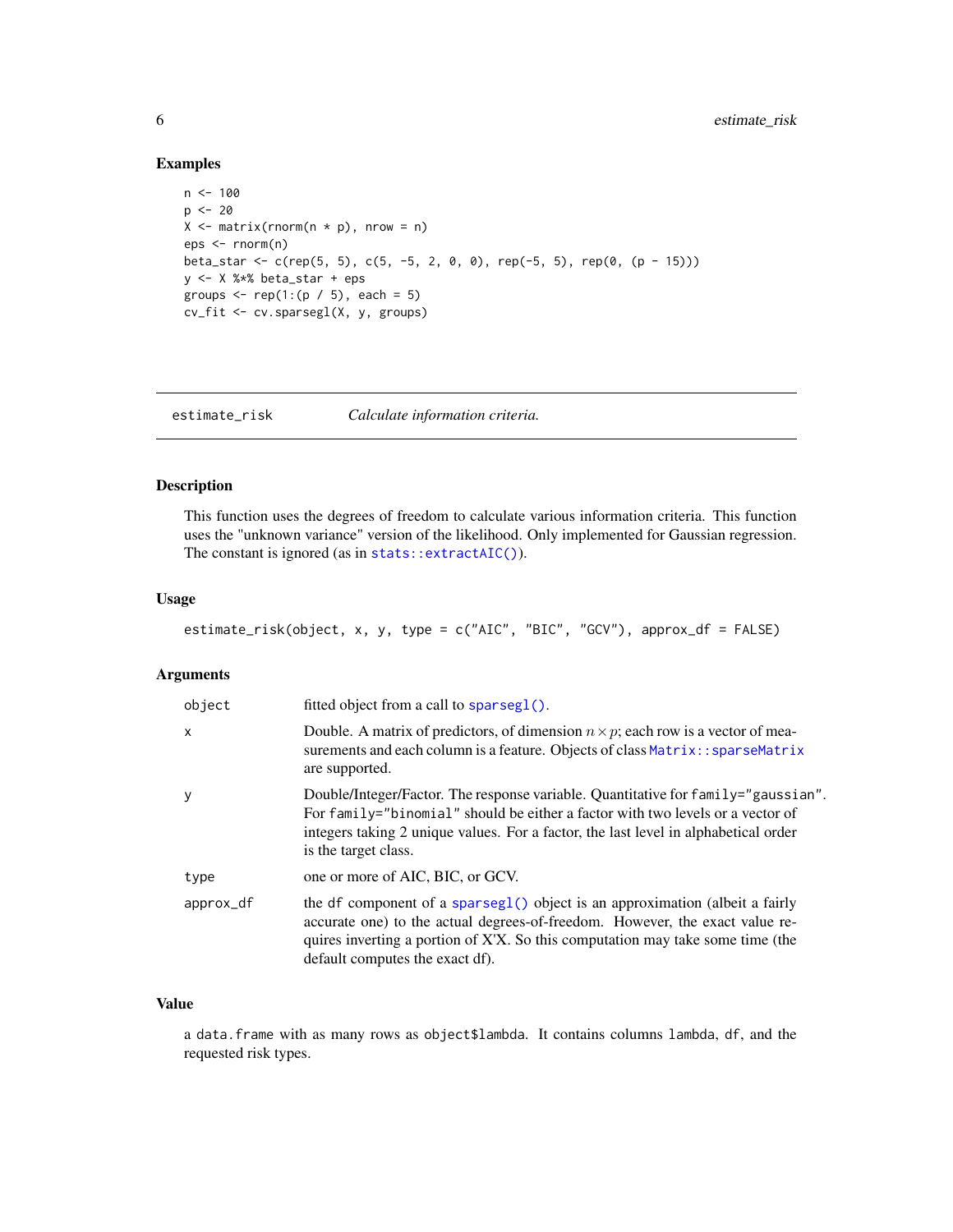## Examples

```
n <- 100
p <- 20
X <- matrix(rnorm(n * p), nrow = n)
eps <- rnorm(n)
beta_star <- c(rep(5, 5), c(5, -5, 2, 0, 0), rep(-5, 5), rep(0, (p - 15)))
y <- X %*% beta_star + eps
groups <- rep(1:(p / 5), each = 5)
cv_fit <- cv.sparsegl(X, y, groups)
```

---

# estimate_risk — *Calculate information criteria.*

---

## Description

This function uses the degrees of freedom to calculate various information criteria. This function uses the "unknown variance" version of the likelihood. Only implemented for Gaussian regression. The constant is ignored (as in `stats::extractAIC()`).

## Usage

```
estimate_risk(object, x, y, type = c("AIC", "BIC", "GCV"), approx_df = FALSE)
```

## Arguments

| | |
|---|---|
| `object` | fitted object from a call to `sparsegl()`. |
| `x` | Double. A matrix of predictors, of dimension $n \times p$; each row is a vector of measurements and each column is a feature. Objects of class `Matrix::sparseMatrix` are supported. |
| `y` | Double/Integer/Factor. The response variable. Quantitative for `family="gaussian"`. For `family="binomial"` should be either a factor with two levels or a vector of integers taking 2 unique values. For a factor, the last level in alphabetical order is the target class. |
| `type` | one or more of AIC, BIC, or GCV. |
| `approx_df` | the `df` component of a `sparsegl()` object is an approximation (albeit a fairly accurate one) to the actual degrees-of-freedom. However, the exact value requires inverting a portion of X'X. So this computation may take some time (the default computes the exact df). |

## Value

a `data.frame` with as many rows as `object$lambda`. It contains columns `lambda`, `df`, and the requested risk types.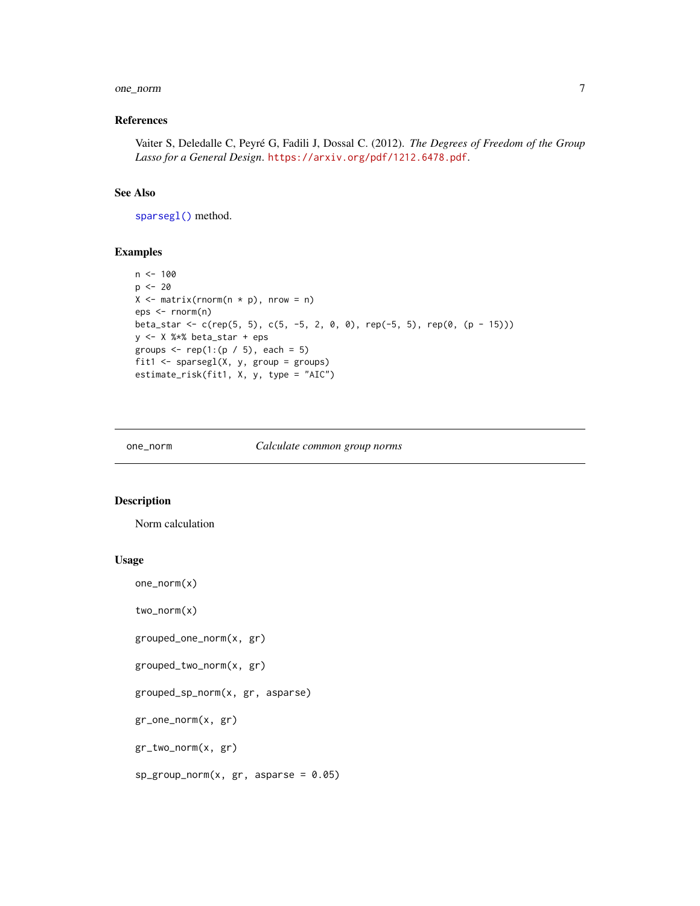### References

Vaiter S, Deledalle C, Peyré G, Fadili J, Dossal C. (2012). *The Degrees of Freedom of the Group Lasso for a General Design*. https://arxiv.org/pdf/1212.6478.pdf.

### See Also

`sparsegl()` method.

### Examples

```
n <- 100
p <- 20
X <- matrix(rnorm(n * p), nrow = n)
eps <- rnorm(n)
beta_star <- c(rep(5, 5), c(5, -5, 2, 0, 0), rep(-5, 5), rep(0, (p - 15)))
y <- X %*% beta_star + eps
groups <- rep(1:(p / 5), each = 5)
fit1 <- sparsegl(X, y, group = groups)
estimate_risk(fit1, X, y, type = "AIC")
```

---

## one_norm — *Calculate common group norms*

---

### Description

Norm calculation

### Usage

```
one_norm(x)

two_norm(x)

grouped_one_norm(x, gr)

grouped_two_norm(x, gr)

grouped_sp_norm(x, gr, asparse)

gr_one_norm(x, gr)

gr_two_norm(x, gr)

sp_group_norm(x, gr, asparse = 0.05)
```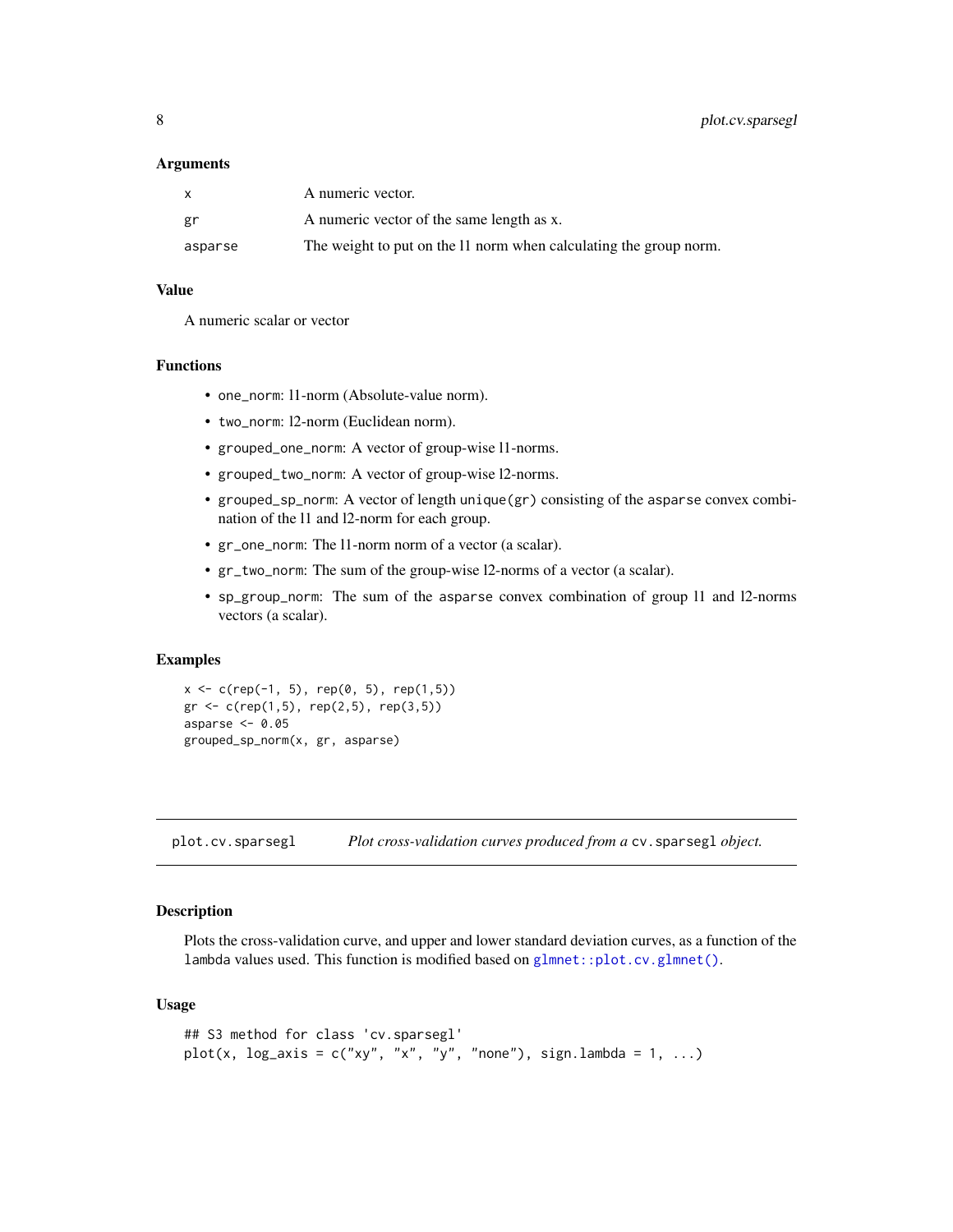### Arguments

| | |
|---|---|
| `x` | A numeric vector. |
| `gr` | A numeric vector of the same length as x. |
| `asparse` | The weight to put on the l1 norm when calculating the group norm. |

### Value

A numeric scalar or vector

### Functions

- `one_norm`: l1-norm (Absolute-value norm).
- `two_norm`: l2-norm (Euclidean norm).
- `grouped_one_norm`: A vector of group-wise l1-norms.
- `grouped_two_norm`: A vector of group-wise l2-norms.
- `grouped_sp_norm`: A vector of length `unique(gr)` consisting of the `asparse` convex combination of the l1 and l2-norm for each group.
- `gr_one_norm`: The l1-norm norm of a vector (a scalar).
- `gr_two_norm`: The sum of the group-wise l2-norms of a vector (a scalar).
- `sp_group_norm`: The sum of the `asparse` convex combination of group l1 and l2-norms vectors (a scalar).

### Examples

```
x <- c(rep(-1, 5), rep(0, 5), rep(1,5))
gr <- c(rep(1,5), rep(2,5), rep(3,5))
asparse <- 0.05
grouped_sp_norm(x, gr, asparse)
```

---

## plot.cv.sparsegl    *Plot cross-validation curves produced from a* `cv.sparsegl` *object.*

---

### Description

Plots the cross-validation curve, and upper and lower standard deviation curves, as a function of the `lambda` values used. This function is modified based on `glmnet::plot.cv.glmnet()`.

### Usage

```
## S3 method for class 'cv.sparsegl'
plot(x, log_axis = c("xy", "x", "y", "none"), sign.lambda = 1, ...)
```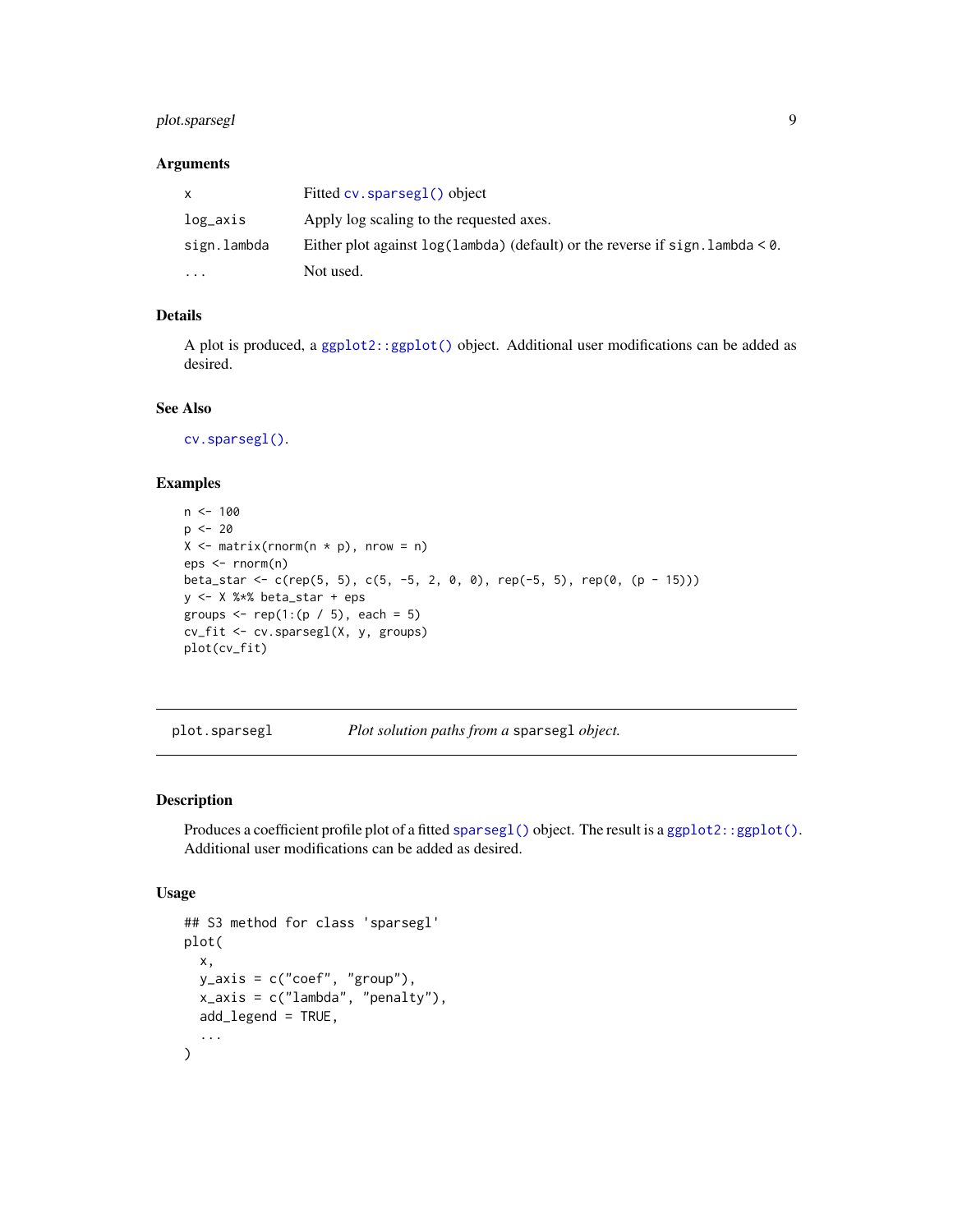### Arguments

| | |
|---|---|
| `x` | Fitted `cv.sparsegl()` object |
| `log_axis` | Apply log scaling to the requested axes. |
| `sign.lambda` | Either plot against `log(lambda)` (default) or the reverse if `sign.lambda < 0`. |
| `...` | Not used. |

### Details

A plot is produced, a `ggplot2::ggplot()` object. Additional user modifications can be added as desired.

### See Also

`cv.sparsegl()`.

### Examples

```
n <- 100
p <- 20
X <- matrix(rnorm(n * p), nrow = n)
eps <- rnorm(n)
beta_star <- c(rep(5, 5), c(5, -5, 2, 0, 0), rep(-5, 5), rep(0, (p - 15)))
y <- X %*% beta_star + eps
groups <- rep(1:(p / 5), each = 5)
cv_fit <- cv.sparsegl(X, y, groups)
plot(cv_fit)
```

---

## plot.sparsegl — *Plot solution paths from a* `sparsegl` *object.*

### Description

Produces a coefficient profile plot of a fitted `sparsegl()` object. The result is a `ggplot2::ggplot()`. Additional user modifications can be added as desired.

### Usage

```
## S3 method for class 'sparsegl'
plot(
  x,
  y_axis = c("coef", "group"),
  x_axis = c("lambda", "penalty"),
  add_legend = TRUE,
  ...
)
```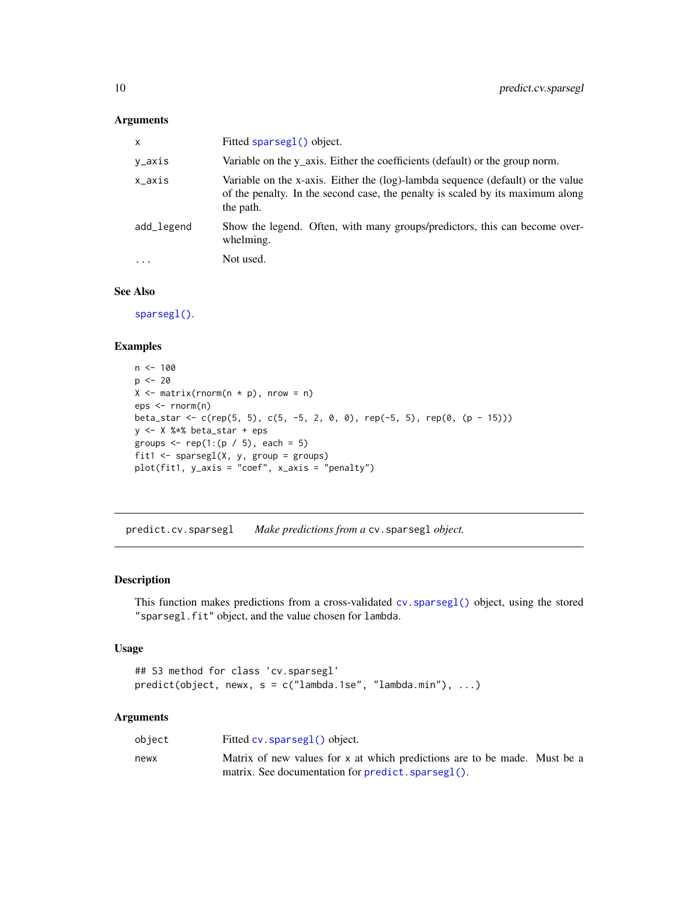### Arguments

| | |
|---|---|
| x | Fitted sparsegl() object. |
| y_axis | Variable on the y_axis. Either the coefficients (default) or the group norm. |
| x_axis | Variable on the x-axis. Either the (log)-lambda sequence (default) or the value of the penalty. In the second case, the penalty is scaled by its maximum along the path. |
| add_legend | Show the legend. Often, with many groups/predictors, this can become overwhelming. |
| ... | Not used. |

### See Also

sparsegl().

### Examples

```
n <- 100
p <- 20
X <- matrix(rnorm(n * p), nrow = n)
eps <- rnorm(n)
beta_star <- c(rep(5, 5), c(5, -5, 2, 0, 0), rep(-5, 5), rep(0, (p - 15)))
y <- X %*% beta_star + eps
groups <- rep(1:(p / 5), each = 5)
fit1 <- sparsegl(X, y, group = groups)
plot(fit1, y_axis = "coef", x_axis = "penalty")
```

## predict.cv.sparsegl — *Make predictions from a* cv.sparsegl *object.*

### Description

This function makes predictions from a cross-validated cv.sparsegl() object, using the stored "sparsegl.fit" object, and the value chosen for lambda.

### Usage

```
## S3 method for class 'cv.sparsegl'
predict(object, newx, s = c("lambda.1se", "lambda.min"), ...)
```

### Arguments

| | |
|---|---|
| object | Fitted cv.sparsegl() object. |
| newx | Matrix of new values for x at which predictions are to be made. Must be a matrix. See documentation for predict.sparsegl(). |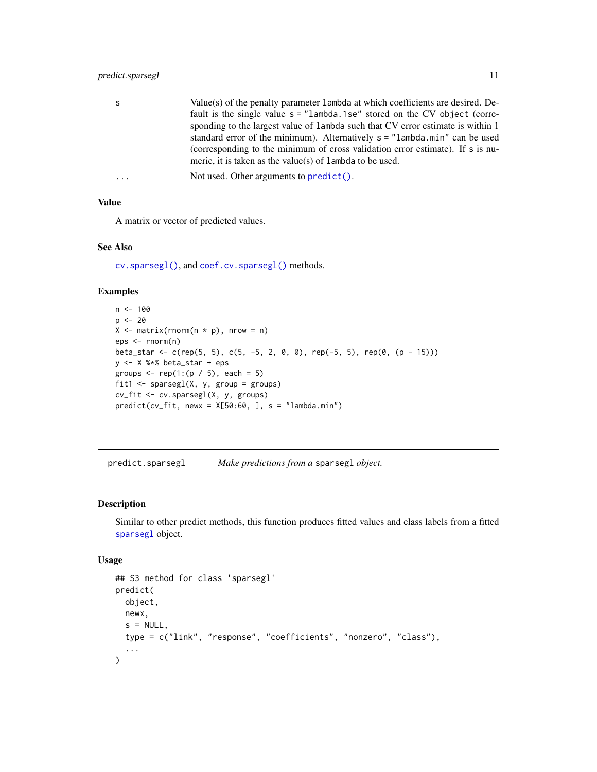| | |
|---|---|
| s | Value(s) of the penalty parameter `lambda` at which coefficients are desired. Default is the single value `s = "lambda.1se"` stored on the CV `object` (corresponding to the largest value of `lambda` such that CV error estimate is within 1 standard error of the minimum). Alternatively `s = "lambda.min"` can be used (corresponding to the minimum of cross validation error estimate). If `s` is numeric, it is taken as the value(s) of `lambda` to be used. |
| ... | Not used. Other arguments to `predict()`. |

### Value

A matrix or vector of predicted values.

### See Also

`cv.sparsegl()`, and `coef.cv.sparsegl()` methods.

### Examples

```
n <- 100
p <- 20
X <- matrix(rnorm(n * p), nrow = n)
eps <- rnorm(n)
beta_star <- c(rep(5, 5), c(5, -5, 2, 0, 0), rep(-5, 5), rep(0, (p - 15)))
y <- X %*% beta_star + eps
groups <- rep(1:(p / 5), each = 5)
fit1 <- sparsegl(X, y, group = groups)
cv_fit <- cv.sparsegl(X, y, groups)
predict(cv_fit, newx = X[50:60, ], s = "lambda.min")
```

---

## predict.sparsegl — *Make predictions from a* `sparsegl` *object.*

### Description

Similar to other predict methods, this function produces fitted values and class labels from a fitted `sparsegl` object.

### Usage

```
## S3 method for class 'sparsegl'
predict(
  object,
  newx,
  s = NULL,
  type = c("link", "response", "coefficients", "nonzero", "class"),
  ...
)
```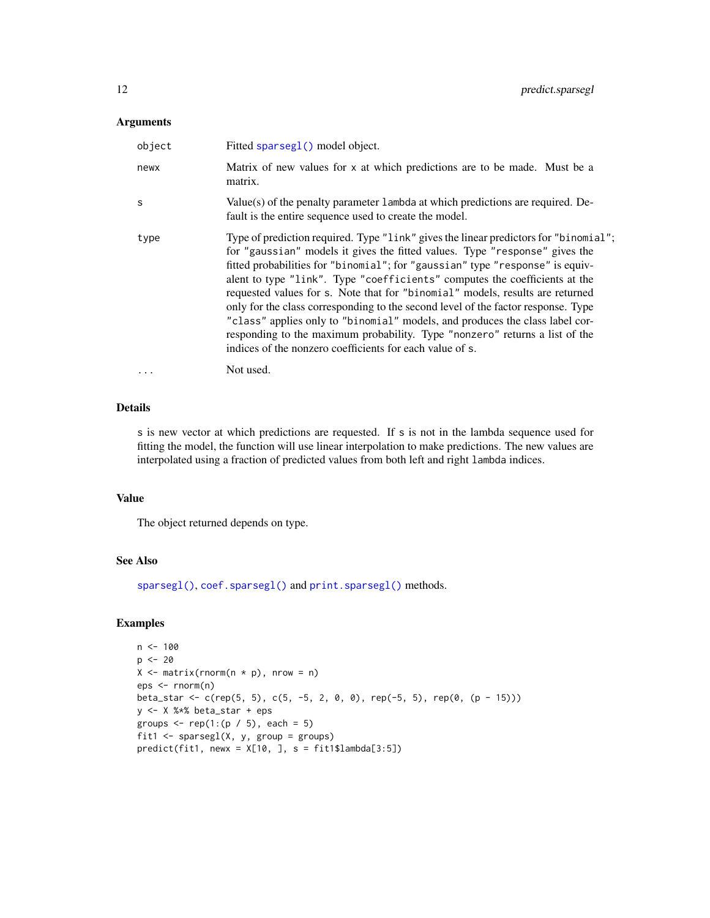## Arguments

| | |
|---|---|
| `object` | Fitted `sparsegl()` model object. |
| `newx` | Matrix of new values for `x` at which predictions are to be made. Must be a matrix. |
| `s` | Value(s) of the penalty parameter `lambda` at which predictions are required. Default is the entire sequence used to create the model. |
| `type` | Type of prediction required. Type `"link"` gives the linear predictors for `"binomial"`; for `"gaussian"` models it gives the fitted values. Type `"response"` gives the fitted probabilities for `"binomial"`; for `"gaussian"` type `"response"` is equivalent to type `"link"`. Type `"coefficients"` computes the coefficients at the requested values for `s`. Note that for `"binomial"` models, results are returned only for the class corresponding to the second level of the factor response. Type `"class"` applies only to `"binomial"` models, and produces the class label corresponding to the maximum probability. Type `"nonzero"` returns a list of the indices of the nonzero coefficients for each value of `s`. |
| `...` | Not used. |

## Details

`s` is new vector at which predictions are requested. If `s` is not in the lambda sequence used for fitting the model, the function will use linear interpolation to make predictions. The new values are interpolated using a fraction of predicted values from both left and right `lambda` indices.

## Value

The object returned depends on type.

## See Also

`sparsegl()`, `coef.sparsegl()` and `print.sparsegl()` methods.

## Examples

```
n <- 100
p <- 20
X <- matrix(rnorm(n * p), nrow = n)
eps <- rnorm(n)
beta_star <- c(rep(5, 5), c(5, -5, 2, 0, 0), rep(-5, 5), rep(0, (p - 15)))
y <- X %*% beta_star + eps
groups <- rep(1:(p / 5), each = 5)
fit1 <- sparsegl(X, y, group = groups)
predict(fit1, newx = X[10, ], s = fit1$lambda[3:5])
```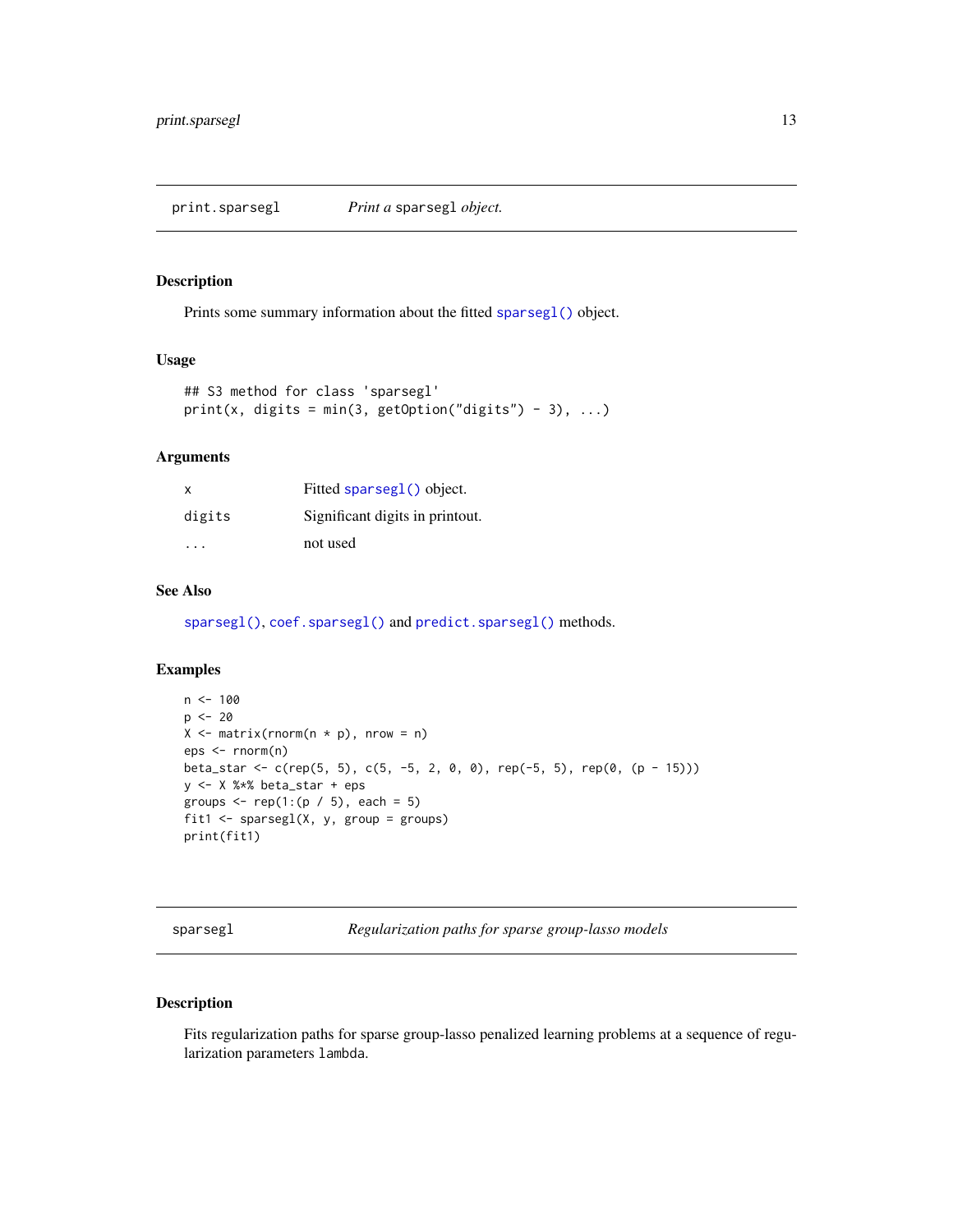## print.sparsegl — *Print a* `sparsegl` *object.*

### Description

Prints some summary information about the fitted `sparsegl()` object.

### Usage

```
## S3 method for class 'sparsegl'
print(x, digits = min(3, getOption("digits") - 3), ...)
```

### Arguments

| | |
|---|---|
| `x` | Fitted `sparsegl()` object. |
| `digits` | Significant digits in printout. |
| `...` | not used |

### See Also

`sparsegl()`, `coef.sparsegl()` and `predict.sparsegl()` methods.

### Examples

```
n <- 100
p <- 20
X <- matrix(rnorm(n * p), nrow = n)
eps <- rnorm(n)
beta_star <- c(rep(5, 5), c(5, -5, 2, 0, 0), rep(-5, 5), rep(0, (p - 15)))
y <- X %*% beta_star + eps
groups <- rep(1:(p / 5), each = 5)
fit1 <- sparsegl(X, y, group = groups)
print(fit1)
```

## sparsegl — *Regularization paths for sparse group-lasso models*

### Description

Fits regularization paths for sparse group-lasso penalized learning problems at a sequence of regularization parameters `lambda`.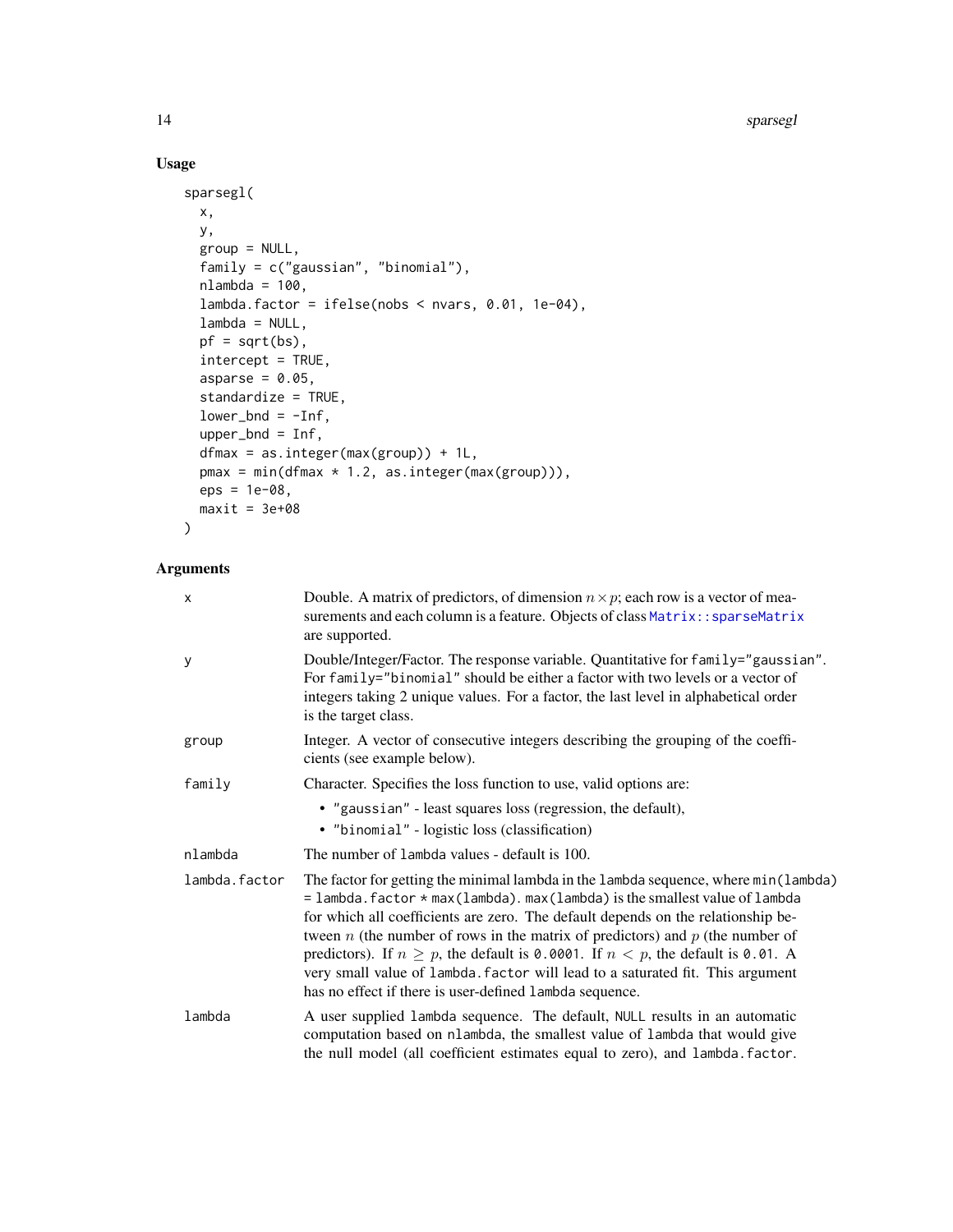## Usage

```
sparsegl(
  x,
  y,
  group = NULL,
  family = c("gaussian", "binomial"),
  nlambda = 100,
  lambda.factor = ifelse(nobs < nvars, 0.01, 1e-04),
  lambda = NULL,
  pf = sqrt(bs),
  intercept = TRUE,
  asparse = 0.05,
  standardize = TRUE,
  lower_bnd = -Inf,
  upper_bnd = Inf,
  dfmax = as.integer(max(group)) + 1L,
  pmax = min(dfmax * 1.2, as.integer(max(group))),
  eps = 1e-08,
  maxit = 3e+08
)
```

## Arguments

| | |
|---|---|
| x | Double. A matrix of predictors, of dimension $n \times p$; each row is a vector of measurements and each column is a feature. Objects of class `Matrix::sparseMatrix` are supported. |
| y | Double/Integer/Factor. The response variable. Quantitative for `family="gaussian"`. For `family="binomial"` should be either a factor with two levels or a vector of integers taking 2 unique values. For a factor, the last level in alphabetical order is the target class. |
| group | Integer. A vector of consecutive integers describing the grouping of the coefficients (see example below). |
| family | Character. Specifies the loss function to use, valid options are: <br>• `"gaussian"` - least squares loss (regression, the default), <br>• `"binomial"` - logistic loss (classification) |
| nlambda | The number of `lambda` values - default is 100. |
| lambda.factor | The factor for getting the minimal lambda in the `lambda` sequence, where `min(lambda) = lambda.factor * max(lambda)`. `max(lambda)` is the smallest value of `lambda` for which all coefficients are zero. The default depends on the relationship between $n$ (the number of rows in the matrix of predictors) and $p$ (the number of predictors). If $n \geq p$, the default is `0.0001`. If $n < p$, the default is `0.01`. A very small value of `lambda.factor` will lead to a saturated fit. This argument has no effect if there is user-defined `lambda` sequence. |
| lambda | A user supplied `lambda` sequence. The default, `NULL` results in an automatic computation based on `nlambda`, the smallest value of `lambda` that would give the null model (all coefficient estimates equal to zero), and `lambda.factor`. |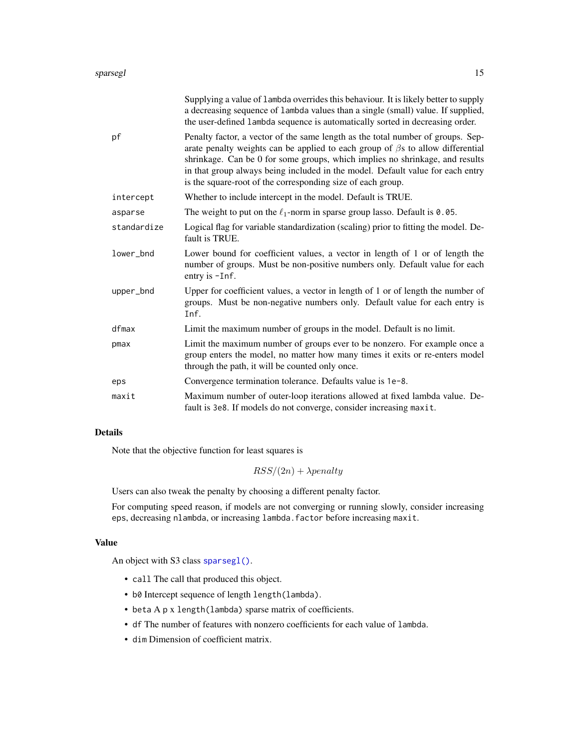| | |
|---|---|
| | Supplying a value of `lambda` overrides this behaviour. It is likely better to supply a decreasing sequence of `lambda` values than a single (small) value. If supplied, the user-defined `lambda` sequence is automatically sorted in decreasing order. |
| `pf` | Penalty factor, a vector of the same length as the total number of groups. Separate penalty weights can be applied to each group of $\beta$s to allow differential shrinkage. Can be 0 for some groups, which implies no shrinkage, and results in that group always being included in the model. Default value for each entry is the square-root of the corresponding size of each group. |
| `intercept` | Whether to include intercept in the model. Default is TRUE. |
| `asparse` | The weight to put on the $\ell_1$-norm in sparse group lasso. Default is `0.05`. |
| `standardize` | Logical flag for variable standardization (scaling) prior to fitting the model. Default is TRUE. |
| `lower_bnd` | Lower bound for coefficient values, a vector in length of 1 or of length the number of groups. Must be non-positive numbers only. Default value for each entry is `-Inf`. |
| `upper_bnd` | Upper for coefficient values, a vector in length of 1 or of length the number of groups. Must be non-negative numbers only. Default value for each entry is `Inf`. |
| `dfmax` | Limit the maximum number of groups in the model. Default is no limit. |
| `pmax` | Limit the maximum number of groups ever to be nonzero. For example once a group enters the model, no matter how many times it exits or re-enters model through the path, it will be counted only once. |
| `eps` | Convergence termination tolerance. Defaults value is `1e-8`. |
| `maxit` | Maximum number of outer-loop iterations allowed at fixed lambda value. Default is `3e8`. If models do not converge, consider increasing `maxit`. |

## Details

Note that the objective function for least squares is

$$RSS/(2n) + \lambda penalty$$

Users can also tweak the penalty by choosing a different penalty factor.

For computing speed reason, if models are not converging or running slowly, consider increasing `eps`, decreasing `nlambda`, or increasing `lambda.factor` before increasing `maxit`.

## Value

An object with S3 class `sparsegl()`.

- `call` The call that produced this object.
- `b0` Intercept sequence of length `length(lambda)`.
- `beta` A p x `length(lambda)` sparse matrix of coefficients.
- `df` The number of features with nonzero coefficients for each value of `lambda`.
- `dim` Dimension of coefficient matrix.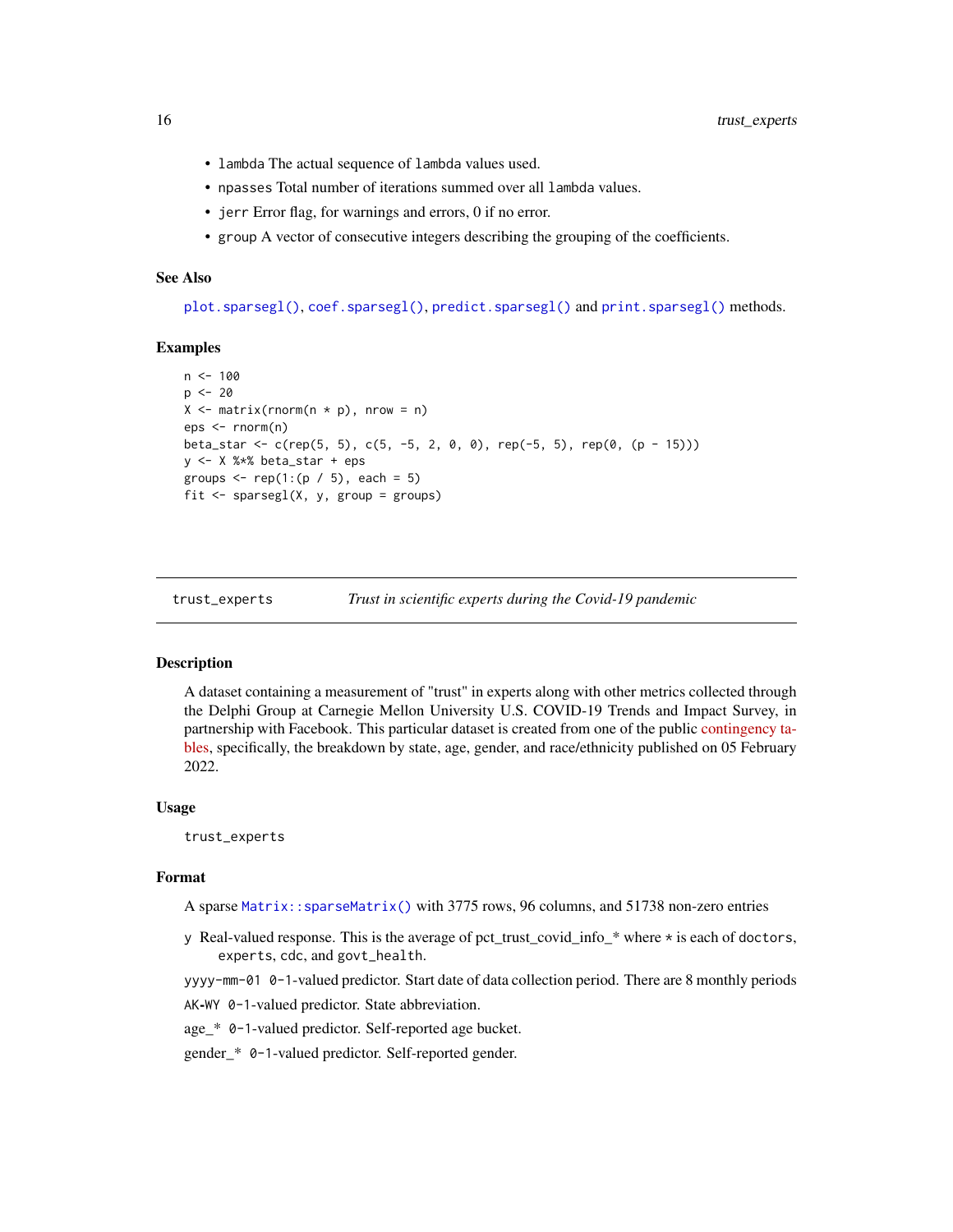- lambda The actual sequence of lambda values used.
- npasses Total number of iterations summed over all lambda values.
- jerr Error flag, for warnings and errors, 0 if no error.
- group A vector of consecutive integers describing the grouping of the coefficients.

### See Also

plot.sparsegl(), coef.sparsegl(), predict.sparsegl() and print.sparsegl() methods.

### Examples

```
n <- 100
p <- 20
X <- matrix(rnorm(n * p), nrow = n)
eps <- rnorm(n)
beta_star <- c(rep(5, 5), c(5, -5, 2, 0, 0), rep(-5, 5), rep(0, (p - 15)))
y <- X %*% beta_star + eps
groups <- rep(1:(p / 5), each = 5)
fit <- sparsegl(X, y, group = groups)
```

---

## trust_experts — *Trust in scientific experts during the Covid-19 pandemic*

### Description

A dataset containing a measurement of "trust" in experts along with other metrics collected through the Delphi Group at Carnegie Mellon University U.S. COVID-19 Trends and Impact Survey, in partnership with Facebook. This particular dataset is created from one of the public contingency tables, specifically, the breakdown by state, age, gender, and race/ethnicity published on 05 February 2022.

### Usage

```
trust_experts
```

### Format

A sparse Matrix::sparseMatrix() with 3775 rows, 96 columns, and 51738 non-zero entries

- y Real-valued response. This is the average of pct_trust_covid_info_* where * is each of doctors, experts, cdc, and govt_health.
- yyyy-mm-01 0-1-valued predictor. Start date of data collection period. There are 8 monthly periods
- AK-WY 0-1-valued predictor. State abbreviation.
- age_* 0-1-valued predictor. Self-reported age bucket.
- gender_* 0-1-valued predictor. Self-reported gender.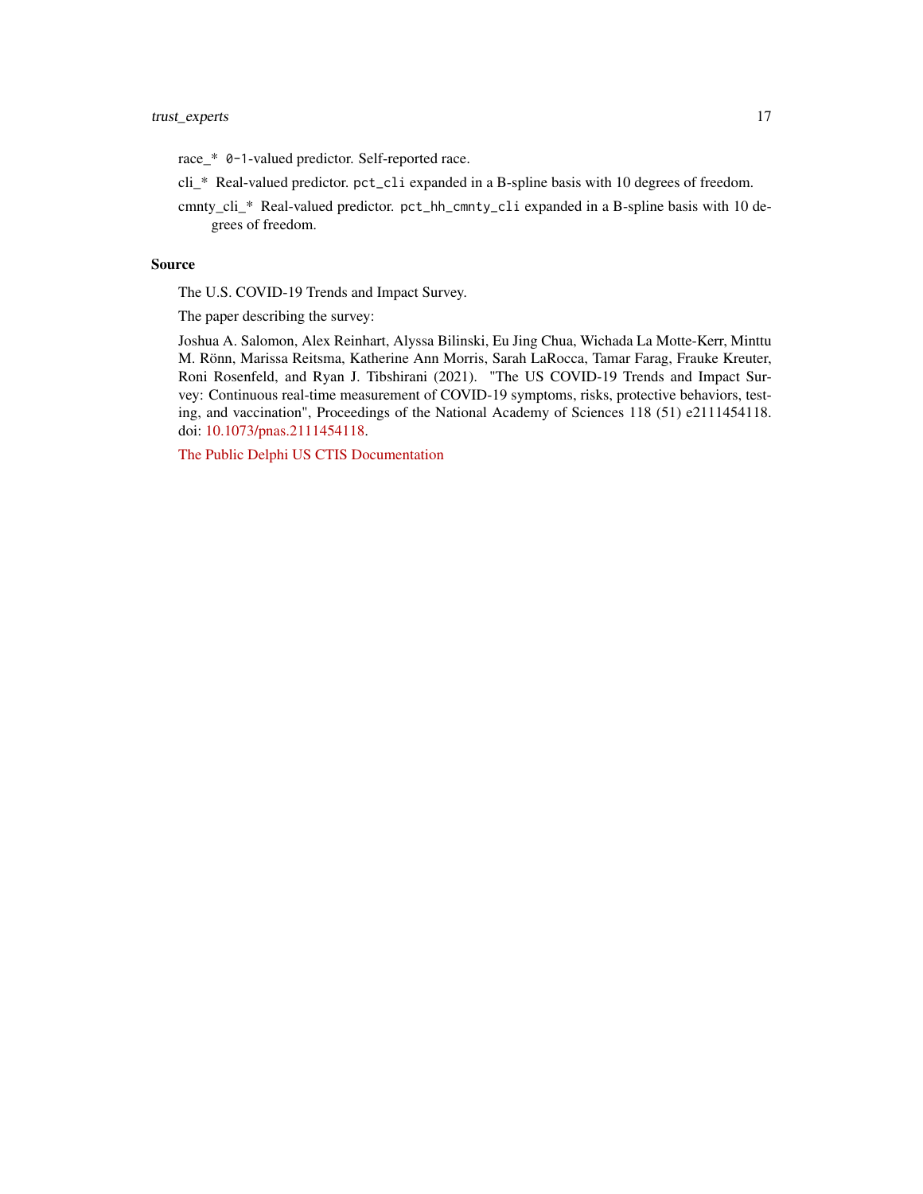race_* `0-1`-valued predictor. Self-reported race.

cli_* Real-valued predictor. `pct_cli` expanded in a B-spline basis with 10 degrees of freedom.

cmnty_cli_* Real-valued predictor. `pct_hh_cmnty_cli` expanded in a B-spline basis with 10 degrees of freedom.

## Source

The U.S. COVID-19 Trends and Impact Survey.

The paper describing the survey:

Joshua A. Salomon, Alex Reinhart, Alyssa Bilinski, Eu Jing Chua, Wichada La Motte-Kerr, Minttu M. Rönn, Marissa Reitsma, Katherine Ann Morris, Sarah LaRocca, Tamar Farag, Frauke Kreuter, Roni Rosenfeld, and Ryan J. Tibshirani (2021). "The US COVID-19 Trends and Impact Survey: Continuous real-time measurement of COVID-19 symptoms, risks, protective behaviors, testing, and vaccination", Proceedings of the National Academy of Sciences 118 (51) e2111454118. doi: 10.1073/pnas.2111454118.

The Public Delphi US CTIS Documentation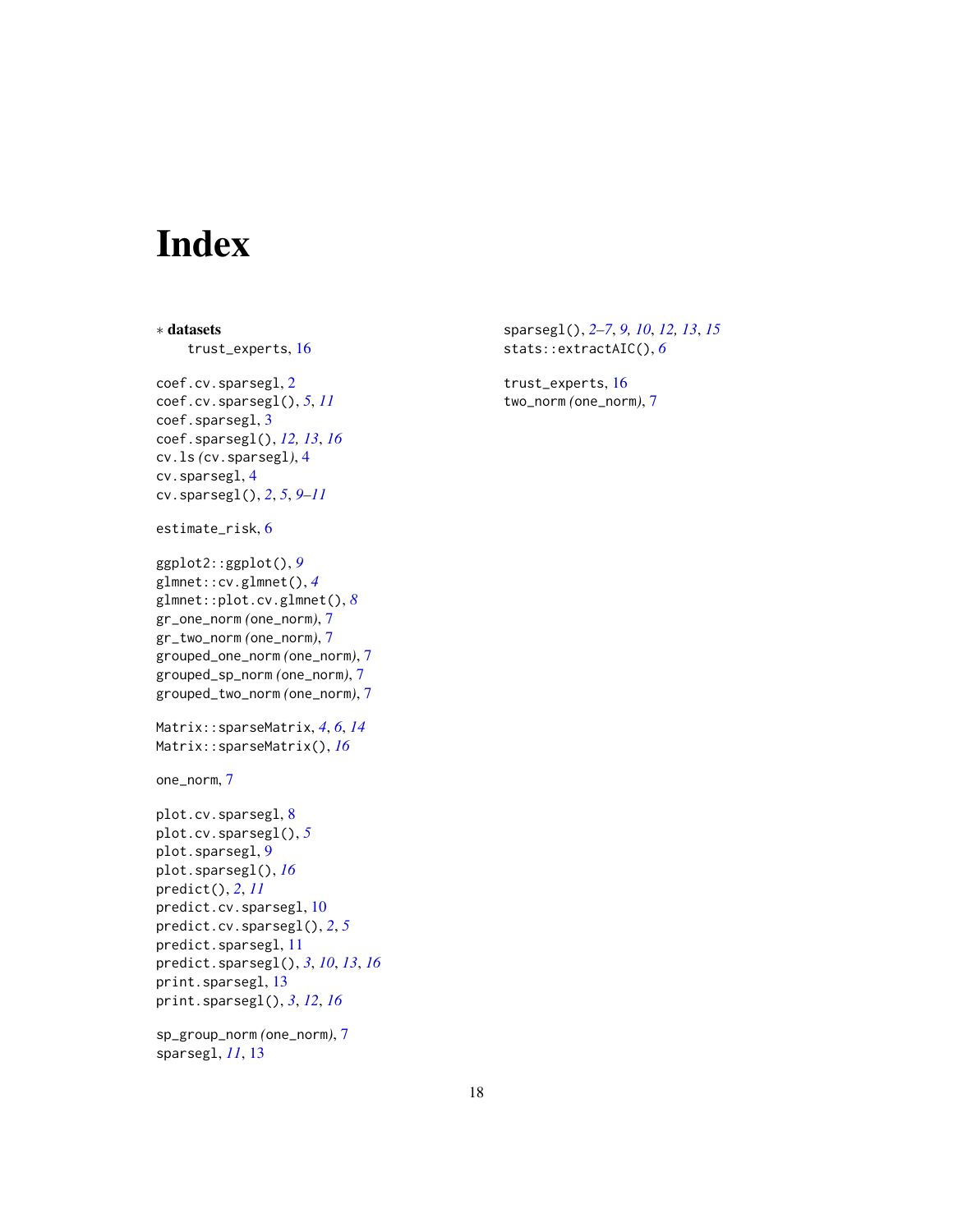# Index

∗ **datasets**
    trust_experts, 16

coef.cv.sparsegl, 2
coef.cv.sparsegl(), *5*, *11*
coef.sparsegl, 3
coef.sparsegl(), *12, 13*, *16*
cv.ls *(*cv.sparsegl*)*, 4
cv.sparsegl, 4
cv.sparsegl(), *2*, *5*, *9–11*

estimate_risk, 6

ggplot2::ggplot(), *9*
glmnet::cv.glmnet(), *4*
glmnet::plot.cv.glmnet(), *8*
gr_one_norm *(*one_norm*)*, 7
gr_two_norm *(*one_norm*)*, 7
grouped_one_norm *(*one_norm*)*, 7
grouped_sp_norm *(*one_norm*)*, 7
grouped_two_norm *(*one_norm*)*, 7

Matrix::sparseMatrix, *4*, *6*, *14*
Matrix::sparseMatrix(), *16*

one_norm, 7

plot.cv.sparsegl, 8
plot.cv.sparsegl(), *5*
plot.sparsegl, 9
plot.sparsegl(), *16*
predict(), *2*, *11*
predict.cv.sparsegl, 10
predict.cv.sparsegl(), *2*, *5*
predict.sparsegl, 11
predict.sparsegl(), *3*, *10*, *13*, *16*
print.sparsegl, 13
print.sparsegl(), *3*, *12*, *16*

sp_group_norm *(*one_norm*)*, 7
sparsegl, *11*, 13
sparsegl(), *2–7*, *9, 10*, *12, 13*, *15*
stats::extractAIC(), *6*

trust_experts, 16
two_norm *(*one_norm*)*, 7